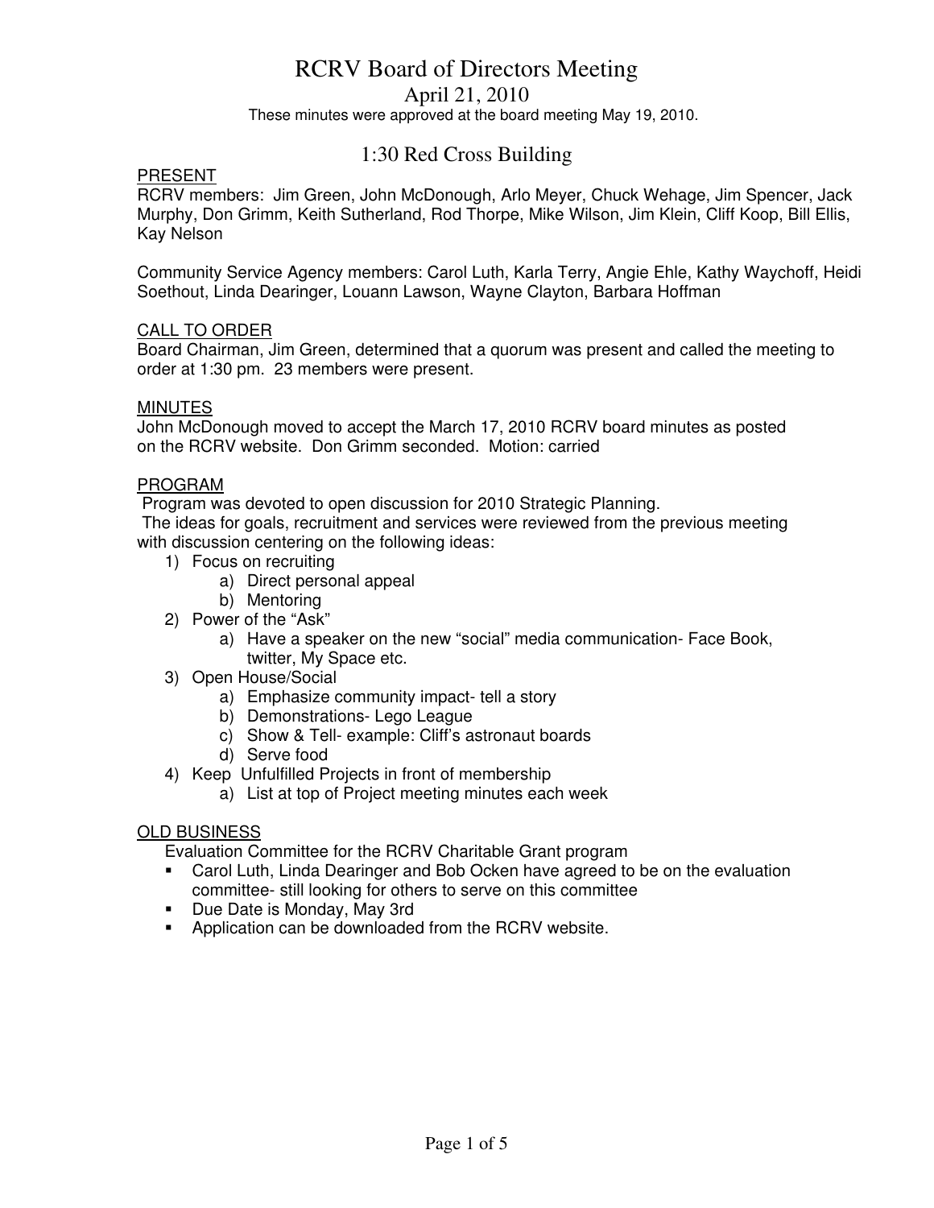# RCRV Board of Directors Meeting

## April 21, 2010

These minutes were approved at the board meeting May 19, 2010.

## 1:30 Red Cross Building

PRESENT

RCRV members: Jim Green, John McDonough, Arlo Meyer, Chuck Wehage, Jim Spencer, Jack Murphy, Don Grimm, Keith Sutherland, Rod Thorpe, Mike Wilson, Jim Klein, Cliff Koop, Bill Ellis, Kay Nelson

Community Service Agency members: Carol Luth, Karla Terry, Angie Ehle, Kathy Waychoff, Heidi Soethout, Linda Dearinger, Louann Lawson, Wayne Clayton, Barbara Hoffman

CALL TO ORDER

Board Chairman, Jim Green, determined that a quorum was present and called the meeting to order at 1:30 pm. 23 members were present.

MINUTES

John McDonough moved to accept the March 17, 2010 RCRV board minutes as posted on the RCRV website. Don Grimm seconded. Motion: carried

PROGRAM

Program was devoted to open discussion for 2010 Strategic Planning.

The ideas for goals, recruitment and services were reviewed from the previous meeting with discussion centering on the following ideas:

1) Focus on recruiting
   a) Direct personal appeal
   b) Mentoring
2) Power of the "Ask"
   a) Have a speaker on the new "social" media communication- Face Book, twitter, My Space etc.
3) Open House/Social
   a) Emphasize community impact- tell a story
   b) Demonstrations- Lego League
   c) Show & Tell- example: Cliff's astronaut boards
   d) Serve food
4) Keep Unfulfilled Projects in front of membership
   a) List at top of Project meeting minutes each week

OLD BUSINESS

Evaluation Committee for the RCRV Charitable Grant program

- Carol Luth, Linda Dearinger and Bob Ocken have agreed to be on the evaluation committee- still looking for others to serve on this committee
- Due Date is Monday, May 3rd
- Application can be downloaded from the RCRV website.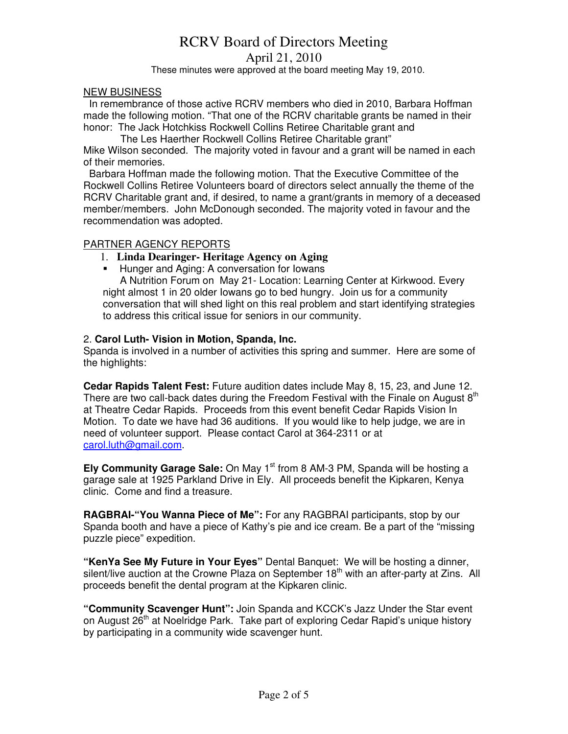# RCRV Board of Directors Meeting

## April 21, 2010

These minutes were approved at the board meeting May 19, 2010.

NEW BUSINESS

In remembrance of those active RCRV members who died in 2010, Barbara Hoffman made the following motion. "That one of the RCRV charitable grants be named in their honor: The Jack Hotchkiss Rockwell Collins Retiree Charitable grant and The Les Haerther Rockwell Collins Retiree Charitable grant" Mike Wilson seconded. The majority voted in favour and a grant will be named in each of their memories.

Barbara Hoffman made the following motion. That the Executive Committee of the Rockwell Collins Retiree Volunteers board of directors select annually the theme of the RCRV Charitable grant and, if desired, to name a grant/grants in memory of a deceased member/members. John McDonough seconded. The majority voted in favour and the recommendation was adopted.

PARTNER AGENCY REPORTS

1. **Linda Dearinger- Heritage Agency on Aging**
   - Hunger and Aging: A conversation for Iowans

   A Nutrition Forum on May 21- Location: Learning Center at Kirkwood. Every night almost 1 in 20 older Iowans go to bed hungry. Join us for a community conversation that will shed light on this real problem and start identifying strategies to address this critical issue for seniors in our community.

2. **Carol Luth- Vision in Motion, Spanda, Inc.**

Spanda is involved in a number of activities this spring and summer. Here are some of the highlights:

**Cedar Rapids Talent Fest:** Future audition dates include May 8, 15, 23, and June 12. There are two call-back dates during the Freedom Festival with the Finale on August 8th at Theatre Cedar Rapids. Proceeds from this event benefit Cedar Rapids Vision In Motion. To date we have had 36 auditions. If you would like to help judge, we are in need of volunteer support. Please contact Carol at 364-2311 or at carol.luth@gmail.com.

**Ely Community Garage Sale:** On May 1st from 8 AM-3 PM, Spanda will be hosting a garage sale at 1925 Parkland Drive in Ely. All proceeds benefit the Kipkaren, Kenya clinic. Come and find a treasure.

**RAGBRAI-"You Wanna Piece of Me":** For any RAGBRAI participants, stop by our Spanda booth and have a piece of Kathy's pie and ice cream. Be a part of the "missing puzzle piece" expedition.

**"KenYa See My Future in Your Eyes"** Dental Banquet: We will be hosting a dinner, silent/live auction at the Crowne Plaza on September 18th with an after-party at Zins. All proceeds benefit the dental program at the Kipkaren clinic.

**"Community Scavenger Hunt":** Join Spanda and KCCK's Jazz Under the Star event on August 26th at Noelridge Park. Take part of exploring Cedar Rapid's unique history by participating in a community wide scavenger hunt.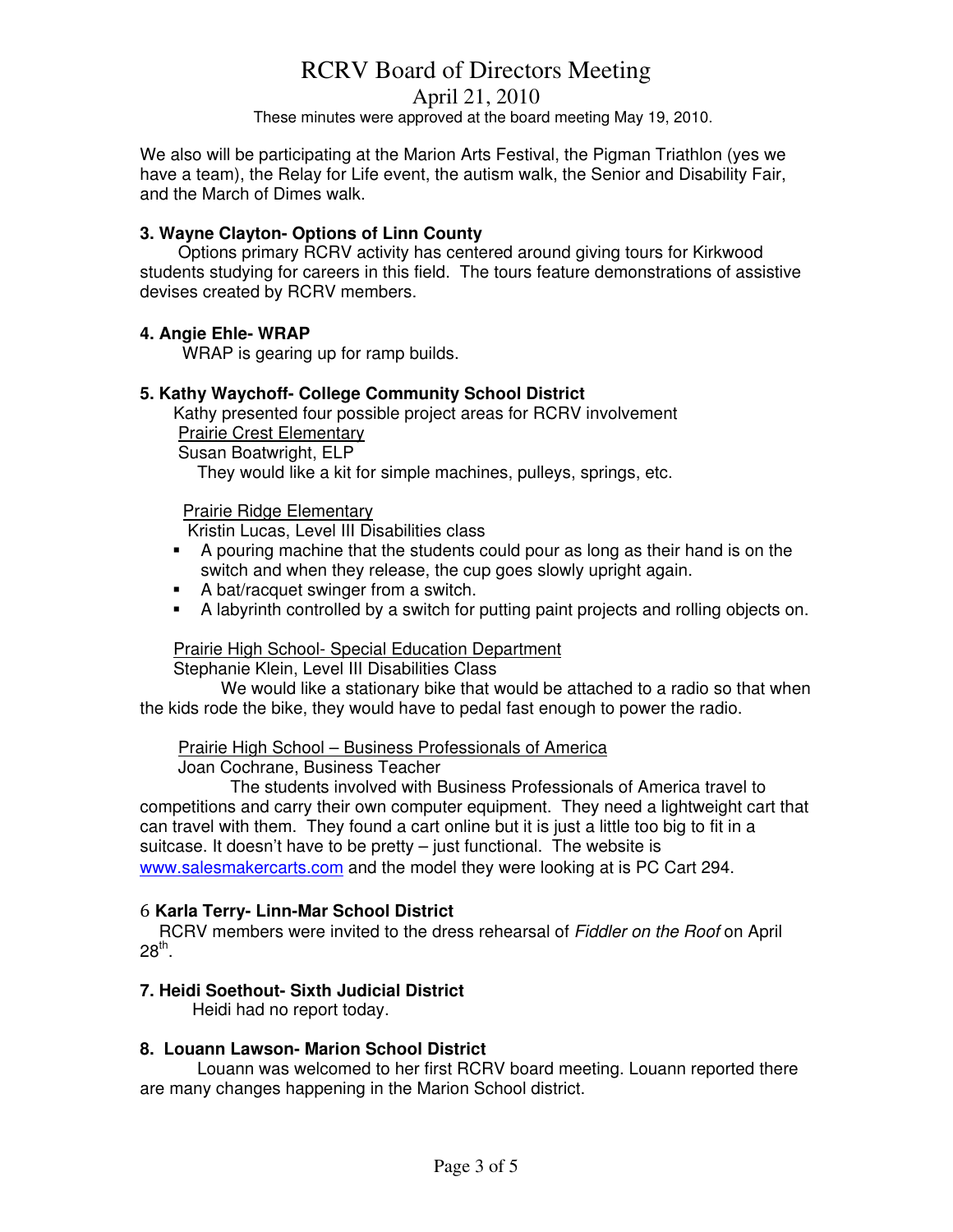# RCRV Board of Directors Meeting

April 21, 2010

These minutes were approved at the board meeting May 19, 2010.

We also will be participating at the Marion Arts Festival, the Pigman Triathlon (yes we have a team), the Relay for Life event, the autism walk, the Senior and Disability Fair, and the March of Dimes walk.

**3. Wayne Clayton- Options of Linn County**

Options primary RCRV activity has centered around giving tours for Kirkwood students studying for careers in this field. The tours feature demonstrations of assistive devises created by RCRV members.

**4. Angie Ehle- WRAP**

WRAP is gearing up for ramp builds.

**5. Kathy Waychoff- College Community School District**

Kathy presented four possible project areas for RCRV involvement

<u>Prairie Crest Elementary</u>

Susan Boatwright, ELP

They would like a kit for simple machines, pulleys, springs, etc.

<u>Prairie Ridge Elementary</u>

Kristin Lucas, Level III Disabilities class

- A pouring machine that the students could pour as long as their hand is on the switch and when they release, the cup goes slowly upright again.
- A bat/racquet swinger from a switch.
- A labyrinth controlled by a switch for putting paint projects and rolling objects on.

<u>Prairie High School- Special Education Department</u>

Stephanie Klein, Level III Disabilities Class

We would like a stationary bike that would be attached to a radio so that when the kids rode the bike, they would have to pedal fast enough to power the radio.

<u>Prairie High School – Business Professionals of America</u>

Joan Cochrane, Business Teacher

The students involved with Business Professionals of America travel to competitions and carry their own computer equipment. They need a lightweight cart that can travel with them. They found a cart online but it is just a little too big to fit in a suitcase. It doesn't have to be pretty – just functional. The website is www.salesmakercarts.com and the model they were looking at is PC Cart 294.

6 **Karla Terry- Linn-Mar School District**

RCRV members were invited to the dress rehearsal of *Fiddler on the Roof* on April 28th.

**7. Heidi Soethout- Sixth Judicial District**

Heidi had no report today.

**8. Louann Lawson- Marion School District**

Louann was welcomed to her first RCRV board meeting. Louann reported there are many changes happening in the Marion School district.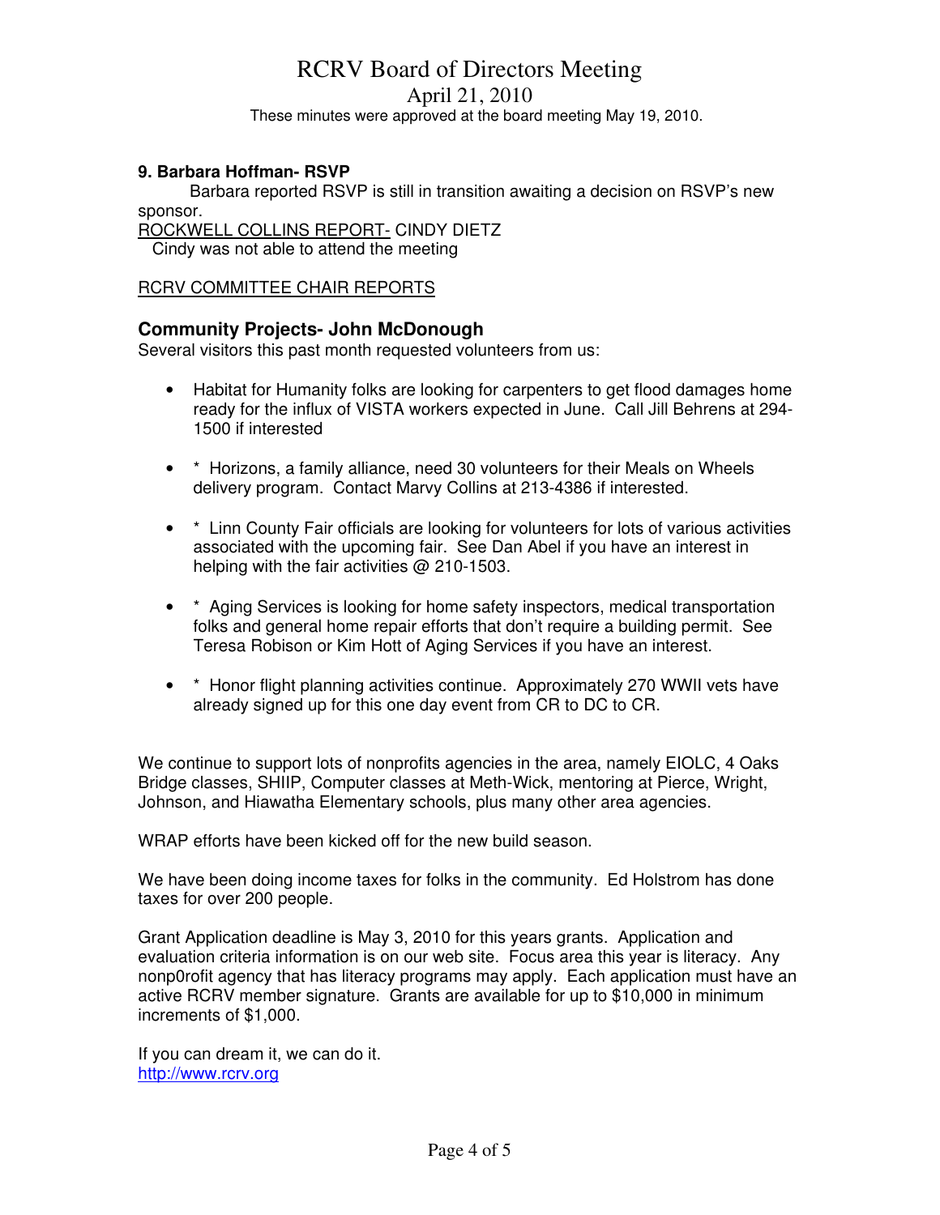# RCRV Board of Directors Meeting

April 21, 2010

These minutes were approved at the board meeting May 19, 2010.

**9. Barbara Hoffman- RSVP**

Barbara reported RSVP is still in transition awaiting a decision on RSVP's new sponsor.

ROCKWELL COLLINS REPORT- CINDY DIETZ

Cindy was not able to attend the meeting

RCRV COMMITTEE CHAIR REPORTS

### Community Projects- John McDonough

Several visitors this past month requested volunteers from us:

- Habitat for Humanity folks are looking for carpenters to get flood damages home ready for the influx of VISTA workers expected in June. Call Jill Behrens at 294-1500 if interested
- * Horizons, a family alliance, need 30 volunteers for their Meals on Wheels delivery program. Contact Marvy Collins at 213-4386 if interested.
- * Linn County Fair officials are looking for volunteers for lots of various activities associated with the upcoming fair. See Dan Abel if you have an interest in helping with the fair activities @ 210-1503.
- * Aging Services is looking for home safety inspectors, medical transportation folks and general home repair efforts that don't require a building permit. See Teresa Robison or Kim Hott of Aging Services if you have an interest.
- * Honor flight planning activities continue. Approximately 270 WWII vets have already signed up for this one day event from CR to DC to CR.

We continue to support lots of nonprofits agencies in the area, namely EIOLC, 4 Oaks Bridge classes, SHIIP, Computer classes at Meth-Wick, mentoring at Pierce, Wright, Johnson, and Hiawatha Elementary schools, plus many other area agencies.

WRAP efforts have been kicked off for the new build season.

We have been doing income taxes for folks in the community. Ed Holstrom has done taxes for over 200 people.

Grant Application deadline is May 3, 2010 for this years grants. Application and evaluation criteria information is on our web site. Focus area this year is literacy. Any nonp0rofit agency that has literacy programs may apply. Each application must have an active RCRV member signature. Grants are available for up to $10,000 in minimum increments of $1,000.

If you can dream it, we can do it.
http://www.rcrv.org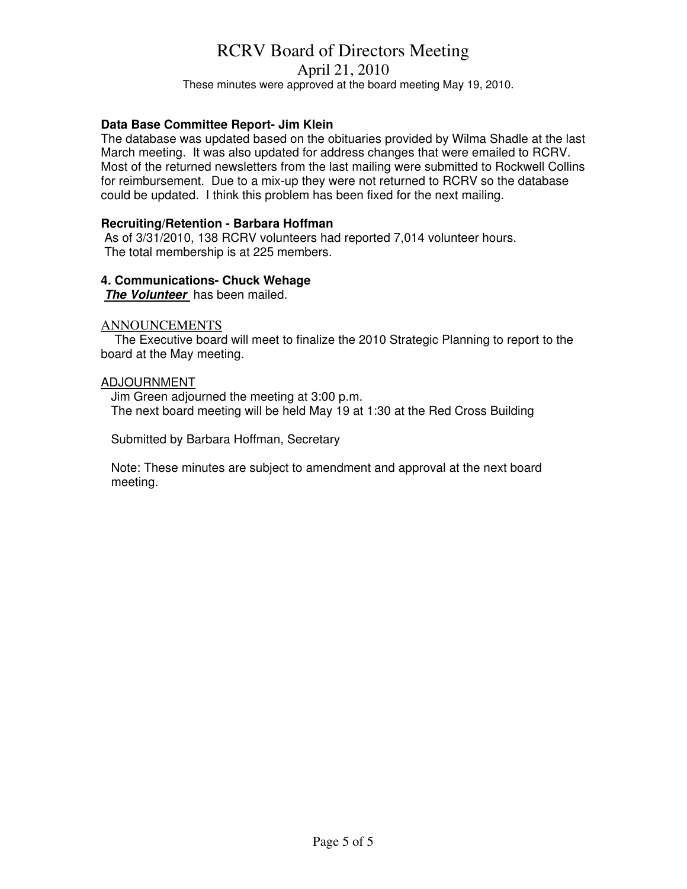# RCRV Board of Directors Meeting

April 21, 2010

These minutes were approved at the board meeting May 19, 2010.

**Data Base Committee Report- Jim Klein**

The database was updated based on the obituaries provided by Wilma Shadle at the last March meeting. It was also updated for address changes that were emailed to RCRV. Most of the returned newsletters from the last mailing were submitted to Rockwell Collins for reimbursement. Due to a mix-up they were not returned to RCRV so the database could be updated. I think this problem has been fixed for the next mailing.

**Recruiting/Retention - Barbara Hoffman**

As of 3/31/2010, 138 RCRV volunteers had reported 7,014 volunteer hours.
The total membership is at 225 members.

**4. Communications- Chuck Wehage**

***The Volunteer*** has been mailed.

ANNOUNCEMENTS

The Executive board will meet to finalize the 2010 Strategic Planning to report to the board at the May meeting.

ADJOURNMENT

Jim Green adjourned the meeting at 3:00 p.m.
The next board meeting will be held May 19 at 1:30 at the Red Cross Building

Submitted by Barbara Hoffman, Secretary

Note: These minutes are subject to amendment and approval at the next board meeting.